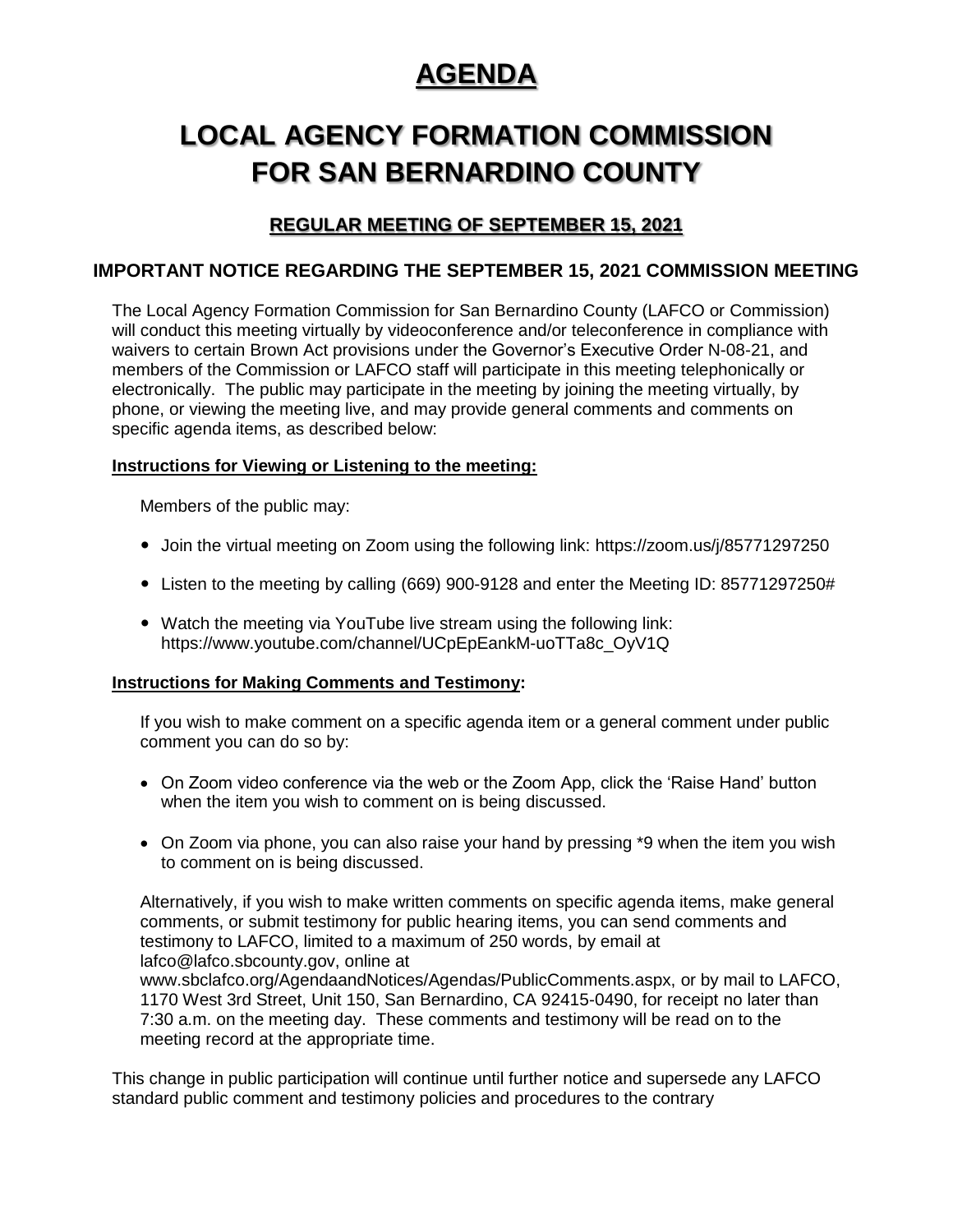# AGENDA

# LOCAL AGENCY FORMATION COMMISSION FOR SAN BERNARDINO COUNTY

## REGULAR MEETING OF SEPTEMBER 15, 2021

### IMPORTANT NOTICE REGARDING THE SEPTEMBER 15, 2021 COMMISSION MEETING

The Local Agency Formation Commission for San Bernardino County (LAFCO or Commission) will conduct this meeting virtually by videoconference and/or teleconference in compliance with waivers to certain Brown Act provisions under the Governor's Executive Order N-08-21, and members of the Commission or LAFCO staff will participate in this meeting telephonically or electronically. The public may participate in the meeting by joining the meeting virtually, by phone, or viewing the meeting live, and may provide general comments and comments on specific agenda items, as described below:

**Instructions for Viewing or Listening to the meeting:**

Members of the public may:

- Join the virtual meeting on Zoom using the following link: https://zoom.us/j/85771297250
- Listen to the meeting by calling (669) 900-9128 and enter the Meeting ID: 85771297250#
- Watch the meeting via YouTube live stream using the following link: https://www.youtube.com/channel/UCpEpEankM-uoTTa8c_OyV1Q

**Instructions for Making Comments and Testimony:**

If you wish to make comment on a specific agenda item or a general comment under public comment you can do so by:

- On Zoom video conference via the web or the Zoom App, click the 'Raise Hand' button when the item you wish to comment on is being discussed.
- On Zoom via phone, you can also raise your hand by pressing *9 when the item you wish to comment on is being discussed.

Alternatively, if you wish to make written comments on specific agenda items, make general comments, or submit testimony for public hearing items, you can send comments and testimony to LAFCO, limited to a maximum of 250 words, by email at lafco@lafco.sbcounty.gov, online at www.sbclafco.org/AgendaandNotices/Agendas/PublicComments.aspx, or by mail to LAFCO, 1170 West 3rd Street, Unit 150, San Bernardino, CA 92415-0490, for receipt no later than 7:30 a.m. on the meeting day. These comments and testimony will be read on to the meeting record at the appropriate time.

This change in public participation will continue until further notice and supersede any LAFCO standard public comment and testimony policies and procedures to the contrary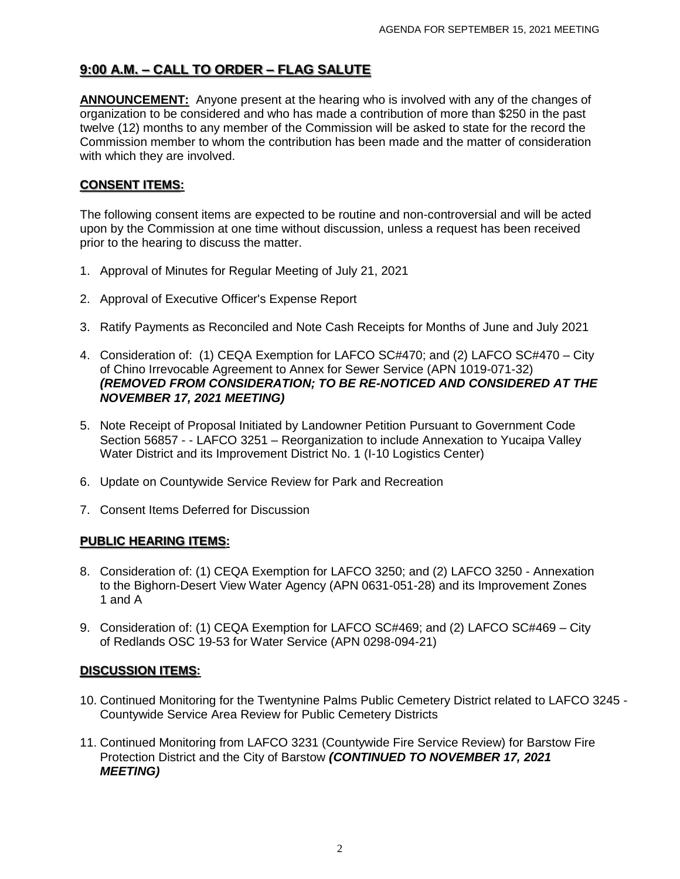## 9:00 A.M. – CALL TO ORDER – FLAG SALUTE

**ANNOUNCEMENT:** Anyone present at the hearing who is involved with any of the changes of organization to be considered and who has made a contribution of more than $250 in the past twelve (12) months to any member of the Commission will be asked to state for the record the Commission member to whom the contribution has been made and the matter of consideration with which they are involved.

## CONSENT ITEMS:

The following consent items are expected to be routine and non-controversial and will be acted upon by the Commission at one time without discussion, unless a request has been received prior to the hearing to discuss the matter.

1. Approval of Minutes for Regular Meeting of July 21, 2021
2. Approval of Executive Officer's Expense Report
3. Ratify Payments as Reconciled and Note Cash Receipts for Months of June and July 2021
4. Consideration of: (1) CEQA Exemption for LAFCO SC#470; and (2) LAFCO SC#470 – City of Chino Irrevocable Agreement to Annex for Sewer Service (APN 1019-071-32) ***(REMOVED FROM CONSIDERATION; TO BE RE-NOTICED AND CONSIDERED AT THE NOVEMBER 17, 2021 MEETING)***
5. Note Receipt of Proposal Initiated by Landowner Petition Pursuant to Government Code Section 56857 - - LAFCO 3251 – Reorganization to include Annexation to Yucaipa Valley Water District and its Improvement District No. 1 (I-10 Logistics Center)
6. Update on Countywide Service Review for Park and Recreation
7. Consent Items Deferred for Discussion

## PUBLIC HEARING ITEMS:

8. Consideration of: (1) CEQA Exemption for LAFCO 3250; and (2) LAFCO 3250 - Annexation to the Bighorn-Desert View Water Agency (APN 0631-051-28) and its Improvement Zones 1 and A
9. Consideration of: (1) CEQA Exemption for LAFCO SC#469; and (2) LAFCO SC#469 – City of Redlands OSC 19-53 for Water Service (APN 0298-094-21)

## DISCUSSION ITEMS:

10. Continued Monitoring for the Twentynine Palms Public Cemetery District related to LAFCO 3245 - Countywide Service Area Review for Public Cemetery Districts
11. Continued Monitoring from LAFCO 3231 (Countywide Fire Service Review) for Barstow Fire Protection District and the City of Barstow ***(CONTINUED TO NOVEMBER 17, 2021 MEETING)***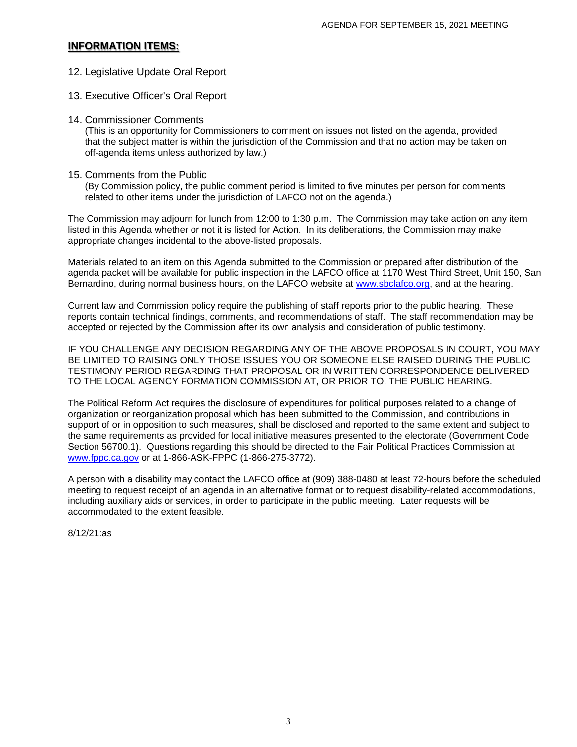## INFORMATION ITEMS:

12. Legislative Update Oral Report

13. Executive Officer's Oral Report

14. Commissioner Comments
    (This is an opportunity for Commissioners to comment on issues not listed on the agenda, provided that the subject matter is within the jurisdiction of the Commission and that no action may be taken on off-agenda items unless authorized by law.)

15. Comments from the Public
    (By Commission policy, the public comment period is limited to five minutes per person for comments related to other items under the jurisdiction of LAFCO not on the agenda.)

The Commission may adjourn for lunch from 12:00 to 1:30 p.m. The Commission may take action on any item listed in this Agenda whether or not it is listed for Action. In its deliberations, the Commission may make appropriate changes incidental to the above-listed proposals.

Materials related to an item on this Agenda submitted to the Commission or prepared after distribution of the agenda packet will be available for public inspection in the LAFCO office at 1170 West Third Street, Unit 150, San Bernardino, during normal business hours, on the LAFCO website at www.sbclafco.org, and at the hearing.

Current law and Commission policy require the publishing of staff reports prior to the public hearing. These reports contain technical findings, comments, and recommendations of staff. The staff recommendation may be accepted or rejected by the Commission after its own analysis and consideration of public testimony.

IF YOU CHALLENGE ANY DECISION REGARDING ANY OF THE ABOVE PROPOSALS IN COURT, YOU MAY BE LIMITED TO RAISING ONLY THOSE ISSUES YOU OR SOMEONE ELSE RAISED DURING THE PUBLIC TESTIMONY PERIOD REGARDING THAT PROPOSAL OR IN WRITTEN CORRESPONDENCE DELIVERED TO THE LOCAL AGENCY FORMATION COMMISSION AT, OR PRIOR TO, THE PUBLIC HEARING.

The Political Reform Act requires the disclosure of expenditures for political purposes related to a change of organization or reorganization proposal which has been submitted to the Commission, and contributions in support of or in opposition to such measures, shall be disclosed and reported to the same extent and subject to the same requirements as provided for local initiative measures presented to the electorate (Government Code Section 56700.1). Questions regarding this should be directed to the Fair Political Practices Commission at www.fppc.ca.gov or at 1-866-ASK-FPPC (1-866-275-3772).

A person with a disability may contact the LAFCO office at (909) 388-0480 at least 72-hours before the scheduled meeting to request receipt of an agenda in an alternative format or to request disability-related accommodations, including auxiliary aids or services, in order to participate in the public meeting. Later requests will be accommodated to the extent feasible.

8/12/21:as